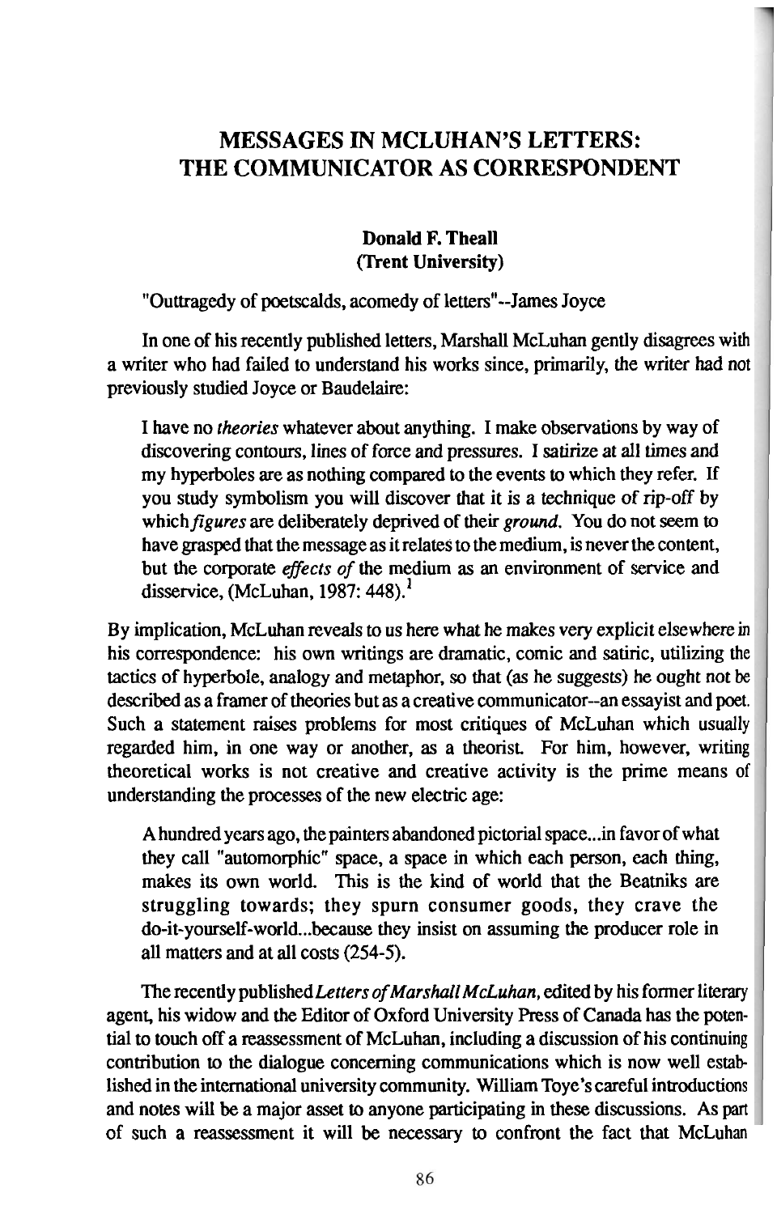# MESSAGES IN MCLUHAN'S LETTERS: THE COMMUNICATOR AS CORRESPONDENT

**Donald F. Theall**
**(Trent University)**

"Outtragedy of poetscalds, acomedy of letters"--James Joyce

In one of his recently published letters, Marshall McLuhan gently disagrees with a writer who had failed to understand his works since, primarily, the writer had not previously studied Joyce or Baudelaire:

> I have no *theories* whatever about anything. I make observations by way of discovering contours, lines of force and pressures. I satirize at all times and my hyperboles are as nothing compared to the events to which they refer. If you study symbolism you will discover that it is a technique of rip-off by which *figures* are deliberately deprived of their *ground*. You do not seem to have grasped that the message as it relates to the medium, is never the content, but the corporate *effects of* the medium as an environment of service and disservice, (McLuhan, 1987: 448).[1]

By implication, McLuhan reveals to us here what he makes very explicit elsewhere in his correspondence: his own writings are dramatic, comic and satiric, utilizing the tactics of hyperbole, analogy and metaphor, so that (as he suggests) he ought not be described as a framer of theories but as a creative communicator--an essayist and poet. Such a statement raises problems for most critiques of McLuhan which usually regarded him, in one way or another, as a theorist. For him, however, writing theoretical works is not creative and creative activity is the prime means of understanding the processes of the new electric age:

> A hundred years ago, the painters abandoned pictorial space...in favor of what they call "automorphic" space, a space in which each person, each thing, makes its own world. This is the kind of world that the Beatniks are struggling towards; they spurn consumer goods, they crave the do-it-yourself-world...because they insist on assuming the producer role in all matters and at all costs (254-5).

The recently published *Letters of Marshall McLuhan*, edited by his former literary agent, his widow and the Editor of Oxford University Press of Canada has the potential to touch off a reassessment of McLuhan, including a discussion of his continuing contribution to the dialogue concerning communications which is now well established in the international university community. William Toye's careful introductions and notes will be a major asset to anyone participating in these discussions. As part of such a reassessment it will be necessary to confront the fact that McLuhan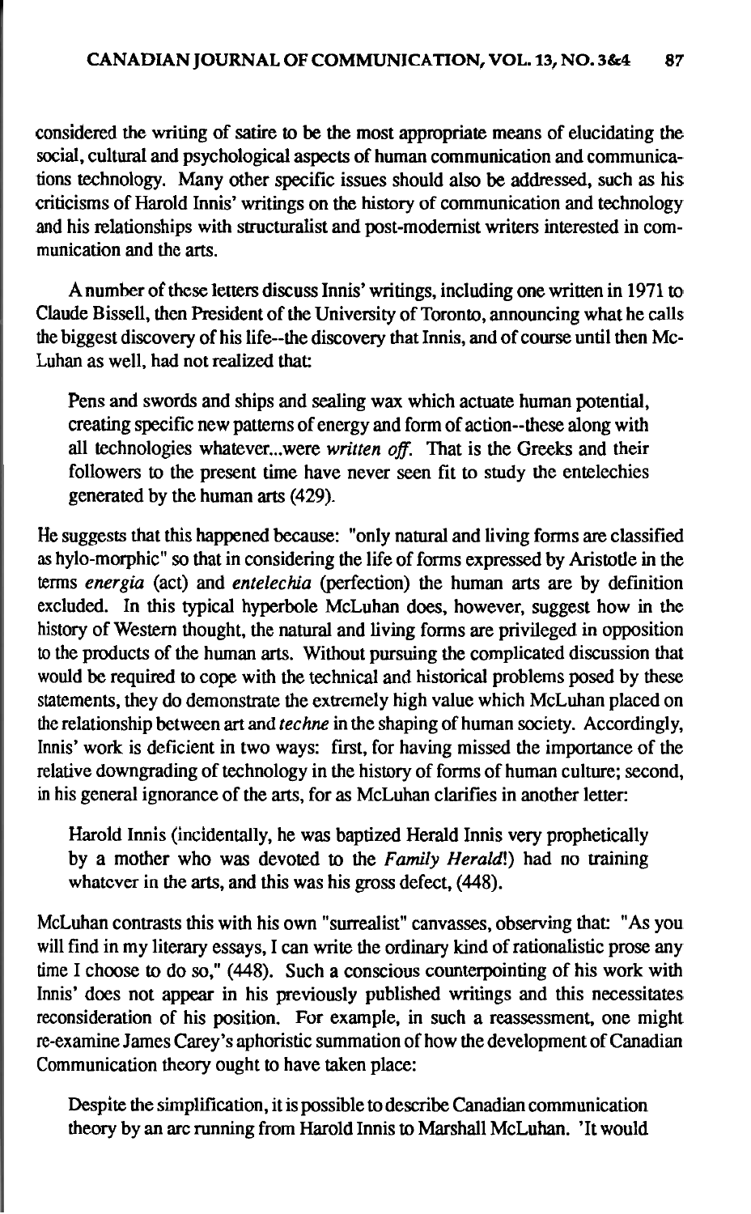considered the writing of satire to be the most appropriate means of elucidating the social, cultural and psychological aspects of human communication and communications technology. Many other specific issues should also be addressed, such as his criticisms of Harold Innis' writings on the history of communication and technology and his relationships with structuralist and post-modernist writers interested in communication and the arts.

A number of these letters discuss Innis' writings, including one written in 1971 to Claude Bissell, then President of the University of Toronto, announcing what he calls the biggest discovery of his life--the discovery that Innis, and of course until then McLuhan as well, had not realized that:

> Pens and swords and ships and sealing wax which actuate human potential, creating specific new patterns of energy and form of action--these along with all technologies whatever...were *written off*. That is the Greeks and their followers to the present time have never seen fit to study the entelechies generated by the human arts (429).

He suggests that this happened because: "only natural and living forms are classified as hylo-morphic" so that in considering the life of forms expressed by Aristotle in the terms *energia* (act) and *entelechia* (perfection) the human arts are by definition excluded. In this typical hyperbole McLuhan does, however, suggest how in the history of Western thought, the natural and living forms are privileged in opposition to the products of the human arts. Without pursuing the complicated discussion that would be required to cope with the technical and historical problems posed by these statements, they do demonstrate the extremely high value which McLuhan placed on the relationship between art and *techne* in the shaping of human society. Accordingly, Innis' work is deficient in two ways: first, for having missed the importance of the relative downgrading of technology in the history of forms of human culture; second, in his general ignorance of the arts, for as McLuhan clarifies in another letter:

> Harold Innis (incidentally, he was baptized Herald Innis very prophetically by a mother who was devoted to the *Family Herald*!) had no training whatever in the arts, and this was his gross defect, (448).

McLuhan contrasts this with his own "surrealist" canvasses, observing that: "As you will find in my literary essays, I can write the ordinary kind of rationalistic prose any time I choose to do so," (448). Such a conscious counterpointing of his work with Innis' does not appear in his previously published writings and this necessitates reconsideration of his position. For example, in such a reassessment, one might re-examine James Carey's aphoristic summation of how the development of Canadian Communication theory ought to have taken place:

> Despite the simplification, it is possible to describe Canadian communication theory by an arc running from Harold Innis to Marshall McLuhan. 'It would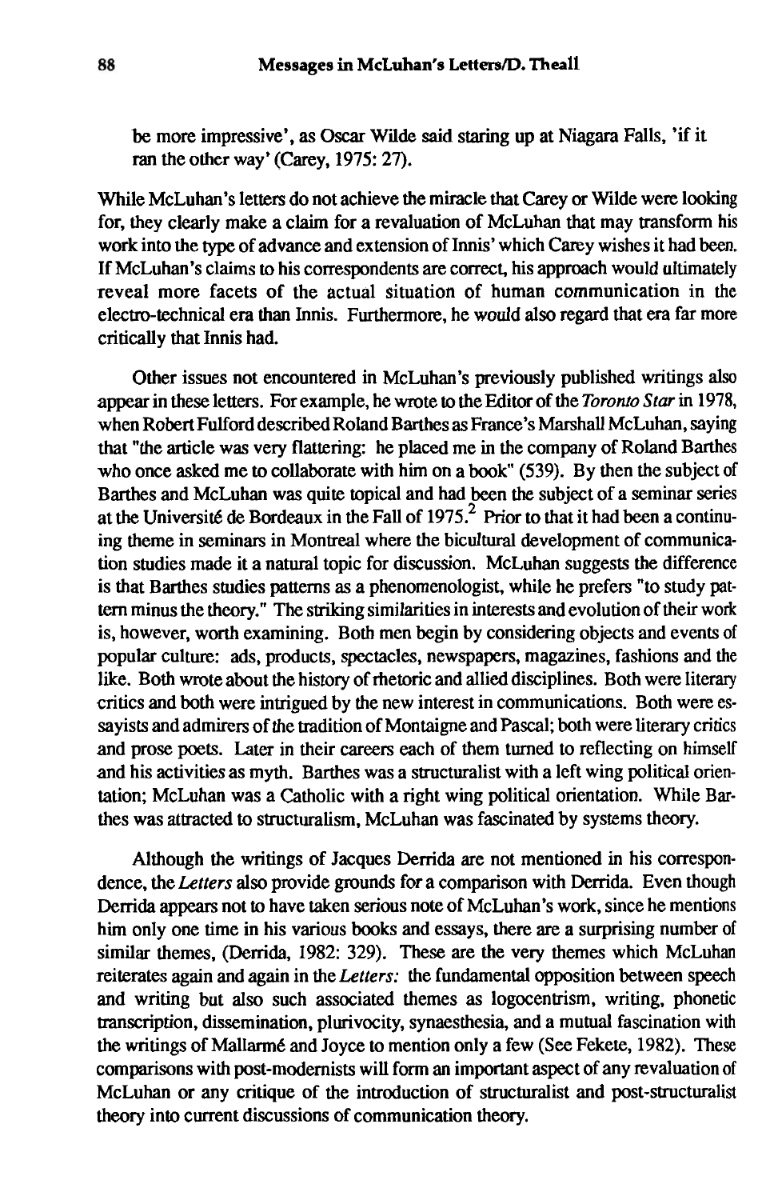be more impressive', as Oscar Wilde said staring up at Niagara Falls, 'if it ran the other way' (Carey, 1975: 27).

While McLuhan's letters do not achieve the miracle that Carey or Wilde were looking for, they clearly make a claim for a revaluation of McLuhan that may transform his work into the type of advance and extension of Innis' which Carey wishes it had been. If McLuhan's claims to his correspondents are correct, his approach would ultimately reveal more facets of the actual situation of human communication in the electro-technical era than Innis. Furthermore, he would also regard that era far more critically that Innis had.

Other issues not encountered in McLuhan's previously published writings also appear in these letters. For example, he wrote to the Editor of the *Toronto Star* in 1978, when Robert Fulford described Roland Barthes as France's Marshall McLuhan, saying that "the article was very flattering: he placed me in the company of Roland Barthes who once asked me to collaborate with him on a book" (539). By then the subject of Barthes and McLuhan was quite topical and had been the subject of a seminar series at the Université de Bordeaux in the Fall of 1975.[2] Prior to that it had been a continuing theme in seminars in Montreal where the bicultural development of communication studies made it a natural topic for discussion. McLuhan suggests the difference is that Barthes studies patterns as a phenomenologist, while he prefers "to study pattern minus the theory." The striking similarities in interests and evolution of their work is, however, worth examining. Both men begin by considering objects and events of popular culture: ads, products, spectacles, newspapers, magazines, fashions and the like. Both wrote about the history of rhetoric and allied disciplines. Both were literary critics and both were intrigued by the new interest in communications. Both were essayists and admirers of the tradition of Montaigne and Pascal; both were literary critics and prose poets. Later in their careers each of them turned to reflecting on himself and his activities as myth. Barthes was a structuralist with a left wing political orientation; McLuhan was a Catholic with a right wing political orientation. While Barthes was attracted to structuralism, McLuhan was fascinated by systems theory.

Although the writings of Jacques Derrida are not mentioned in his correspondence, the *Letters* also provide grounds for a comparison with Derrida. Even though Derrida appears not to have taken serious note of McLuhan's work, since he mentions him only one time in his various books and essays, there are a surprising number of similar themes, (Derrida, 1982: 329). These are the very themes which McLuhan reiterates again and again in the *Letters:* the fundamental opposition between speech and writing but also such associated themes as logocentrism, writing, phonetic transcription, dissemination, plurivocity, synaesthesia, and a mutual fascination with the writings of Mallarmé and Joyce to mention only a few (See Fekete, 1982). These comparisons with post-modernists will form an important aspect of any revaluation of McLuhan or any critique of the introduction of structuralist and post-structuralist theory into current discussions of communication theory.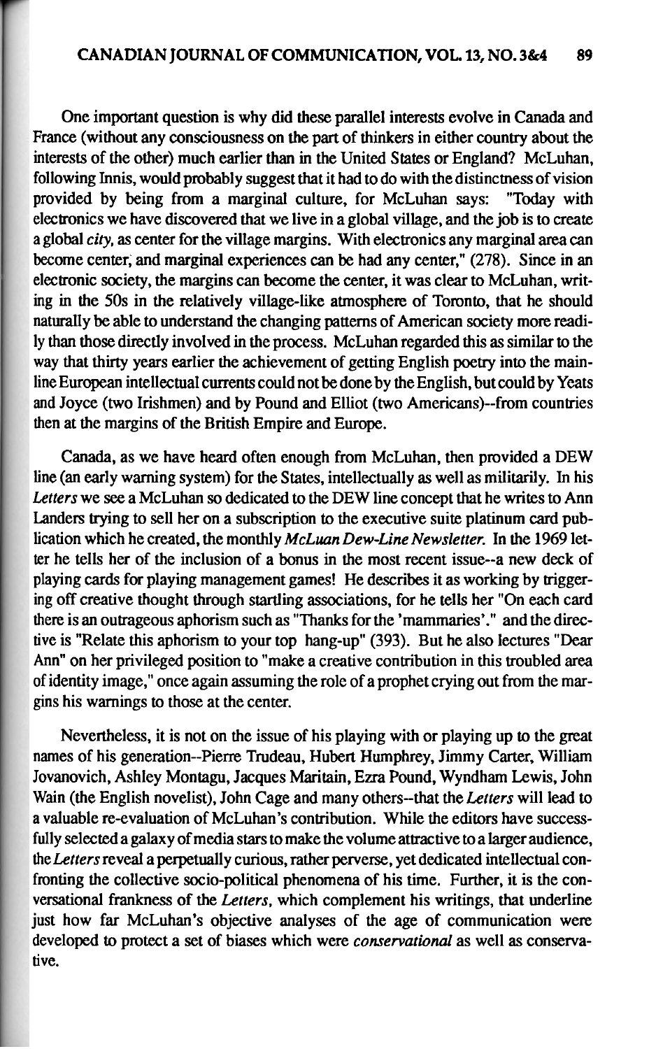One important question is why did these parallel interests evolve in Canada and France (without any consciousness on the part of thinkers in either country about the interests of the other) much earlier than in the United States or England? McLuhan, following Innis, would probably suggest that it had to do with the distinctness of vision provided by being from a marginal culture, for McLuhan says: "Today with electronics we have discovered that we live in a global village, and the job is to create a global *city*, as center for the village margins. With electronics any marginal area can become center, and marginal experiences can be had any center," (278). Since in an electronic society, the margins can become the center, it was clear to McLuhan, writing in the 50s in the relatively village-like atmosphere of Toronto, that he should naturally be able to understand the changing patterns of American society more readily than those directly involved in the process. McLuhan regarded this as similar to the way that thirty years earlier the achievement of getting English poetry into the mainline European intellectual currents could not be done by the English, but could by Yeats and Joyce (two Irishmen) and by Pound and Elliot (two Americans)--from countries then at the margins of the British Empire and Europe.

Canada, as we have heard often enough from McLuhan, then provided a DEW line (an early warning system) for the States, intellectually as well as militarily. In his *Letters* we see a McLuhan so dedicated to the DEW line concept that he writes to Ann Landers trying to sell her on a subscription to the executive suite platinum card publication which he created, the monthly *McLuan Dew-Line Newsletter.* In the 1969 letter he tells her of the inclusion of a bonus in the most recent issue--a new deck of playing cards for playing management games! He describes it as working by triggering off creative thought through startling associations, for he tells her "On each card there is an outrageous aphorism such as "Thanks for the 'mammaries'." and the directive is "Relate this aphorism to your top hang-up" (393). But he also lectures "Dear Ann" on her privileged position to "make a creative contribution in this troubled area of identity image," once again assuming the role of a prophet crying out from the margins his warnings to those at the center.

Nevertheless, it is not on the issue of his playing with or playing up to the great names of his generation--Pierre Trudeau, Hubert Humphrey, Jimmy Carter, William Jovanovich, Ashley Montagu, Jacques Maritain, Ezra Pound, Wyndham Lewis, John Wain (the English novelist), John Cage and many others--that the *Letters* will lead to a valuable re-evaluation of McLuhan's contribution. While the editors have successfully selected a galaxy of media stars to make the volume attractive to a larger audience, the *Letters* reveal a perpetually curious, rather perverse, yet dedicated intellectual confronting the collective socio-political phenomena of his time. Further, it is the conversational frankness of the *Letters*, which complement his writings, that underline just how far McLuhan's objective analyses of the age of communication were developed to protect a set of biases which were *conservational* as well as conservative.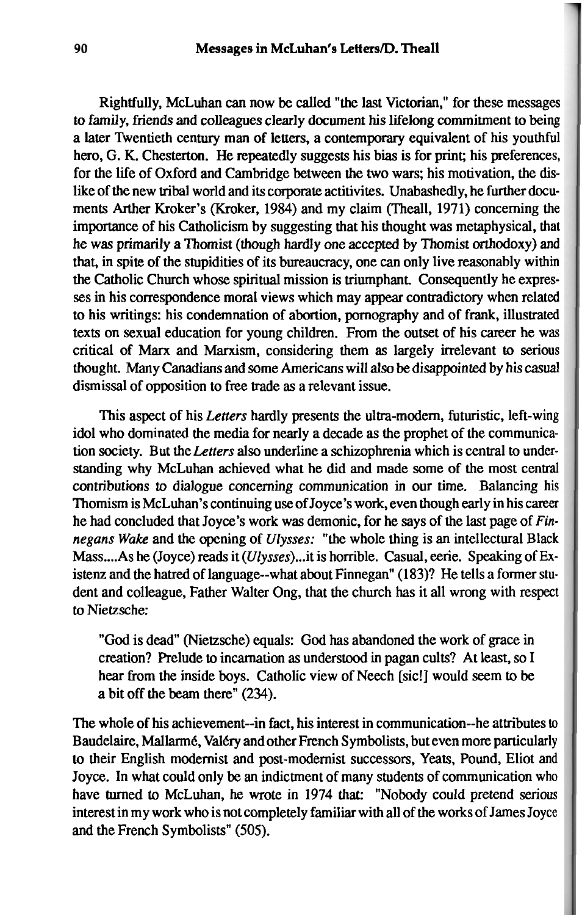Rightfully, McLuhan can now be called "the last Victorian," for these messages to family, friends and colleagues clearly document his lifelong commitment to being a later Twentieth century man of letters, a contemporary equivalent of his youthful hero, G. K. Chesterton. He repeatedly suggests his bias is for print; his preferences, for the life of Oxford and Cambridge between the two wars; his motivation, the dislike of the new tribal world and its corporate actitivites. Unabashedly, he further documents Arther Kroker's (Kroker, 1984) and my claim (Theall, 1971) concerning the importance of his Catholicism by suggesting that his thought was metaphysical, that he was primarily a Thomist (though hardly one accepted by Thomist orthodoxy) and that, in spite of the stupidities of its bureaucracy, one can only live reasonably within the Catholic Church whose spiritual mission is triumphant. Consequently he expresses in his correspondence moral views which may appear contradictory when related to his writings: his condemnation of abortion, pornography and of frank, illustrated texts on sexual education for young children. From the outset of his career he was critical of Marx and Marxism, considering them as largely irrelevant to serious thought. Many Canadians and some Americans will also be disappointed by his casual dismissal of opposition to free trade as a relevant issue.

This aspect of his *Letters* hardly presents the ultra-modern, futuristic, left-wing idol who dominated the media for nearly a decade as the prophet of the communication society. But the *Letters* also underline a schizophrenia which is central to understanding why McLuhan achieved what he did and made some of the most central contributions to dialogue concerning communication in our time. Balancing his Thomism is McLuhan's continuing use of Joyce's work, even though early in his career he had concluded that Joyce's work was demonic, for he says of the last page of *Finnegans Wake* and the opening of *Ulysses:* "the whole thing is an intellectural Black Mass....As he (Joyce) reads it (*Ulysses*)...it is horrible. Casual, eerie. Speaking of Existenz and the hatred of language--what about Finnegan" (183)? He tells a former student and colleague, Father Walter Ong, that the church has it all wrong with respect to Nietzsche:

> "God is dead" (Nietzsche) equals: God has abandoned the work of grace in creation? Prelude to incarnation as understood in pagan cults? At least, so I hear from the inside boys. Catholic view of Neech [sic!] would seem to be a bit off the beam there" (234).

The whole of his achievement--in fact, his interest in communication--he attributes to Baudelaire, Mallarmé, Valéry and other French Symbolists, but even more particularly to their English modernist and post-modernist successors, Yeats, Pound, Eliot and Joyce. In what could only be an indictment of many students of communication who have turned to McLuhan, he wrote in 1974 that: "Nobody could pretend serious interest in my work who is not completely familiar with all of the works of James Joyce and the French Symbolists" (505).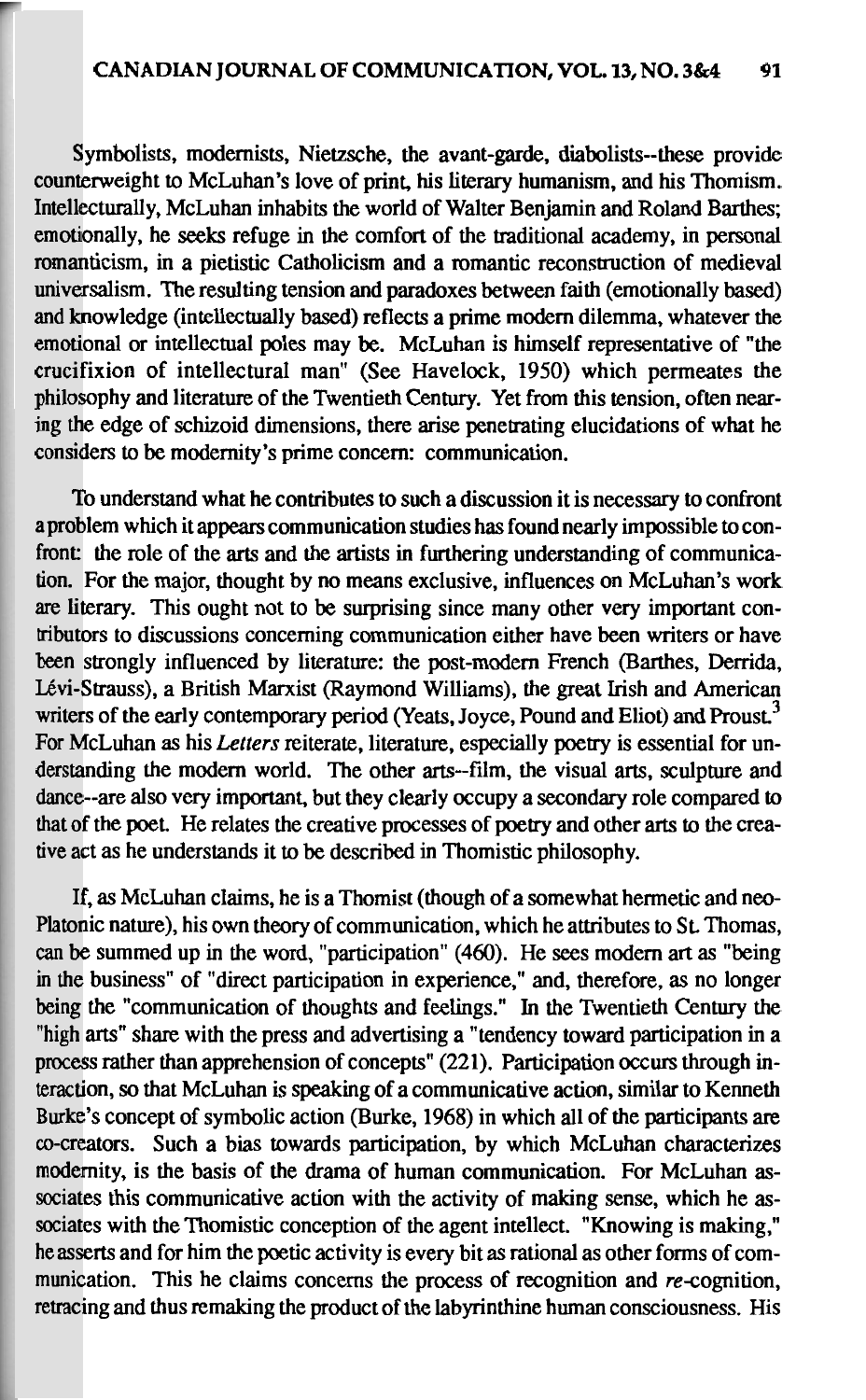Symbolists, modernists, Nietzsche, the avant-garde, diabolists--these provide counterweight to McLuhan's love of print, his literary humanism, and his Thomism. Intellecturally, McLuhan inhabits the world of Walter Benjamin and Roland Barthes; emotionally, he seeks refuge in the comfort of the traditional academy, in personal romanticism, in a pietistic Catholicism and a romantic reconstruction of medieval universalism. The resulting tension and paradoxes between faith (emotionally based) and knowledge (intellectually based) reflects a prime modern dilemma, whatever the emotional or intellectual poles may be. McLuhan is himself representative of "the crucifixion of intellectural man" (See Havelock, 1950) which permeates the philosophy and literature of the Twentieth Century. Yet from this tension, often nearing the edge of schizoid dimensions, there arise penetrating elucidations of what he considers to be modernity's prime concern: communication.

To understand what he contributes to such a discussion it is necessary to confront a problem which it appears communication studies has found nearly impossible to confront: the role of the arts and the artists in furthering understanding of communication. For the major, thought by no means exclusive, influences on McLuhan's work are literary. This ought not to be surprising since many other very important contributors to discussions concerning communication either have been writers or have been strongly influenced by literature: the post-modern French (Barthes, Derrida, Lévi-Strauss), a British Marxist (Raymond Williams), the great Irish and American writers of the early contemporary period (Yeats, Joyce, Pound and Eliot) and Proust.[3] For McLuhan as his *Letters* reiterate, literature, especially poetry is essential for understanding the modern world. The other arts--film, the visual arts, sculpture and dance--are also very important, but they clearly occupy a secondary role compared to that of the poet. He relates the creative processes of poetry and other arts to the creative act as he understands it to be described in Thomistic philosophy.

If, as McLuhan claims, he is a Thomist (though of a somewhat hermetic and neo-Platonic nature), his own theory of communication, which he attributes to St. Thomas, can be summed up in the word, "participation" (460). He sees modern art as "being in the business" of "direct participation in experience," and, therefore, as no longer being the "communication of thoughts and feelings." In the Twentieth Century the "high arts" share with the press and advertising a "tendency toward participation in a process rather than apprehension of concepts" (221). Participation occurs through interaction, so that McLuhan is speaking of a communicative action, similar to Kenneth Burke's concept of symbolic action (Burke, 1968) in which all of the participants are co-creators. Such a bias towards participation, by which McLuhan characterizes modernity, is the basis of the drama of human communication. For McLuhan associates this communicative action with the activity of making sense, which he associates with the Thomistic conception of the agent intellect. "Knowing is making," he asserts and for him the poetic activity is every bit as rational as other forms of communication. This he claims concerns the process of recognition and *re*-cognition, retracing and thus remaking the product of the labyrinthine human consciousness. His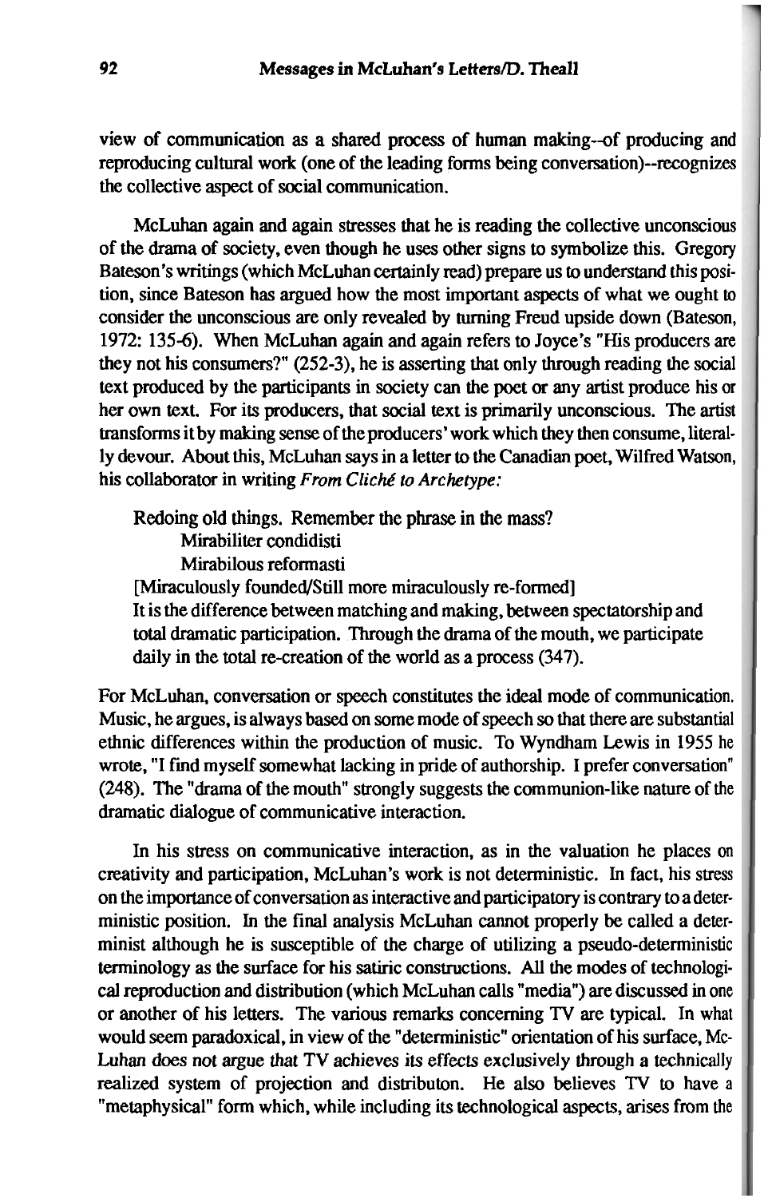view of communication as a shared process of human making--of producing and reproducing cultural work (one of the leading forms being conversation)--recognizes the collective aspect of social communication.

McLuhan again and again stresses that he is reading the collective unconscious of the drama of society, even though he uses other signs to symbolize this. Gregory Bateson's writings (which McLuhan certainly read) prepare us to understand this position, since Bateson has argued how the most important aspects of what we ought to consider the unconscious are only revealed by turning Freud upside down (Bateson, 1972: 135-6). When McLuhan again and again refers to Joyce's "His producers are they not his consumers?" (252-3), he is asserting that only through reading the social text produced by the participants in society can the poet or any artist produce his or her own text. For its producers, that social text is primarily unconscious. The artist transforms it by making sense of the producers' work which they then consume, literally devour. About this, McLuhan says in a letter to the Canadian poet, Wilfred Watson, his collaborator in writing *From Cliché to Archetype:*

> Redoing old things. Remember the phrase in the mass?
> Mirabiliter condidisti
> Mirabilous reformasti
> [Miraculously founded/Still more miraculously re-formed]
> It is the difference between matching and making, between spectatorship and total dramatic participation. Through the drama of the mouth, we participate daily in the total re-creation of the world as a process (347).

For McLuhan, conversation or speech constitutes the ideal mode of communication. Music, he argues, is always based on some mode of speech so that there are substantial ethnic differences within the production of music. To Wyndham Lewis in 1955 he wrote, "I find myself somewhat lacking in pride of authorship. I prefer conversation" (248). The "drama of the mouth" strongly suggests the communion-like nature of the dramatic dialogue of communicative interaction.

In his stress on communicative interaction, as in the valuation he places on creativity and participation, McLuhan's work is not deterministic. In fact, his stress on the importance of conversation as interactive and participatory is contrary to a deterministic position. In the final analysis McLuhan cannot properly be called a determinist although he is susceptible of the charge of utilizing a pseudo-deterministic terminology as the surface for his satiric constructions. All the modes of technological reproduction and distribution (which McLuhan calls "media") are discussed in one or another of his letters. The various remarks concerning TV are typical. In what would seem paradoxical, in view of the "deterministic" orientation of his surface, McLuhan does not argue that TV achieves its effects exclusively through a technically realized system of projection and distributon. He also believes TV to have a "metaphysical" form which, while including its technological aspects, arises from the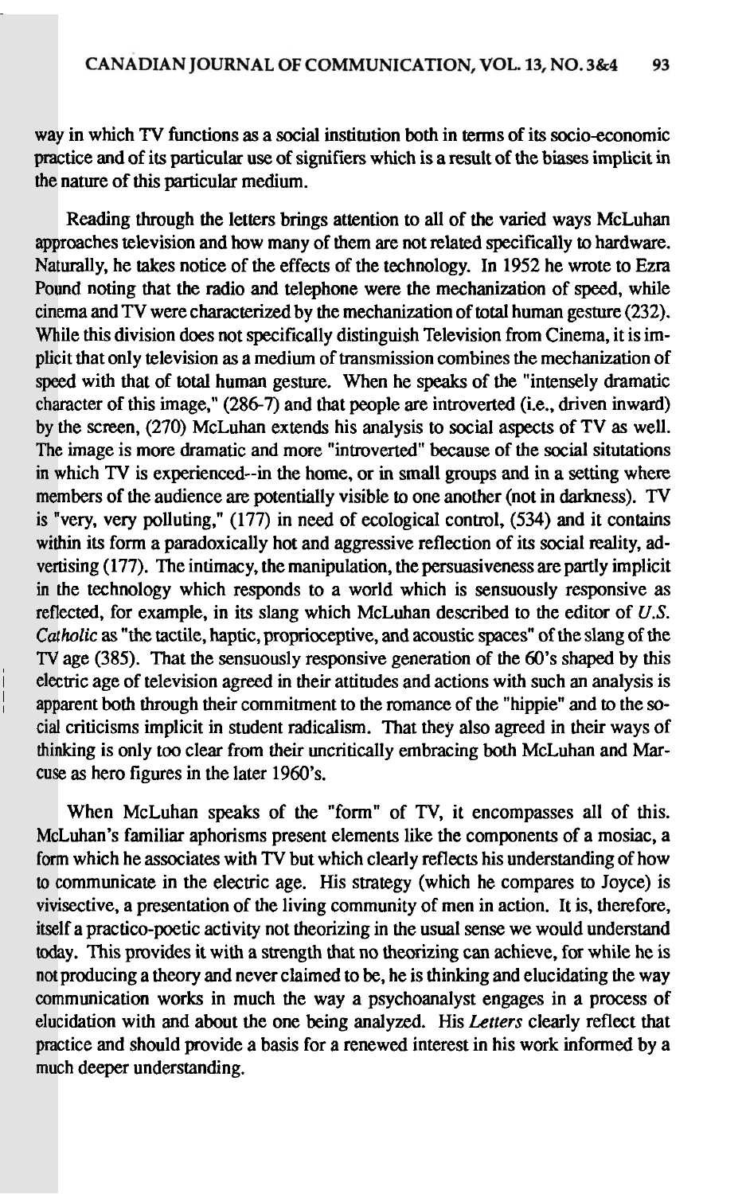way in which TV functions as a social institution both in terms of its socio-economic practice and of its particular use of signifiers which is a result of the biases implicit in the nature of this particular medium.

Reading through the letters brings attention to all of the varied ways McLuhan approaches television and how many of them are not related specifically to hardware. Naturally, he takes notice of the effects of the technology. In 1952 he wrote to Ezra Pound noting that the radio and telephone were the mechanization of speed, while cinema and TV were characterized by the mechanization of total human gesture (232). While this division does not specifically distinguish Television from Cinema, it is implicit that only television as a medium of transmission combines the mechanization of speed with that of total human gesture. When he speaks of the "intensely dramatic character of this image," (286-7) and that people are introverted (i.e., driven inward) by the screen, (270) McLuhan extends his analysis to social aspects of TV as well. The image is more dramatic and more "introverted" because of the social situtations in which TV is experienced--in the home, or in small groups and in a setting where members of the audience are potentially visible to one another (not in darkness). TV is "very, very polluting," (177) in need of ecological control, (534) and it contains within its form a paradoxically hot and aggressive reflection of its social reality, advertising (177). The intimacy, the manipulation, the persuasiveness are partly implicit in the technology which responds to a world which is sensuously responsive as reflected, for example, in its slang which McLuhan described to the editor of *U.S. Catholic* as "the tactile, haptic, proprioceptive, and acoustic spaces" of the slang of the TV age (385). That the sensuously responsive generation of the 60's shaped by this electric age of television agreed in their attitudes and actions with such an analysis is apparent both through their commitment to the romance of the "hippie" and to the social criticisms implicit in student radicalism. That they also agreed in their ways of thinking is only too clear from their uncritically embracing both McLuhan and Marcuse as hero figures in the later 1960's.

When McLuhan speaks of the "form" of TV, it encompasses all of this. McLuhan's familiar aphorisms present elements like the components of a mosiac, a form which he associates with TV but which clearly reflects his understanding of how to communicate in the electric age. His strategy (which he compares to Joyce) is vivisective, a presentation of the living community of men in action. It is, therefore, itself a practico-poetic activity not theorizing in the usual sense we would understand today. This provides it with a strength that no theorizing can achieve, for while he is not producing a theory and never claimed to be, he is thinking and elucidating the way communication works in much the way a psychoanalyst engages in a process of elucidation with and about the one being analyzed. His *Letters* clearly reflect that practice and should provide a basis for a renewed interest in his work informed by a much deeper understanding.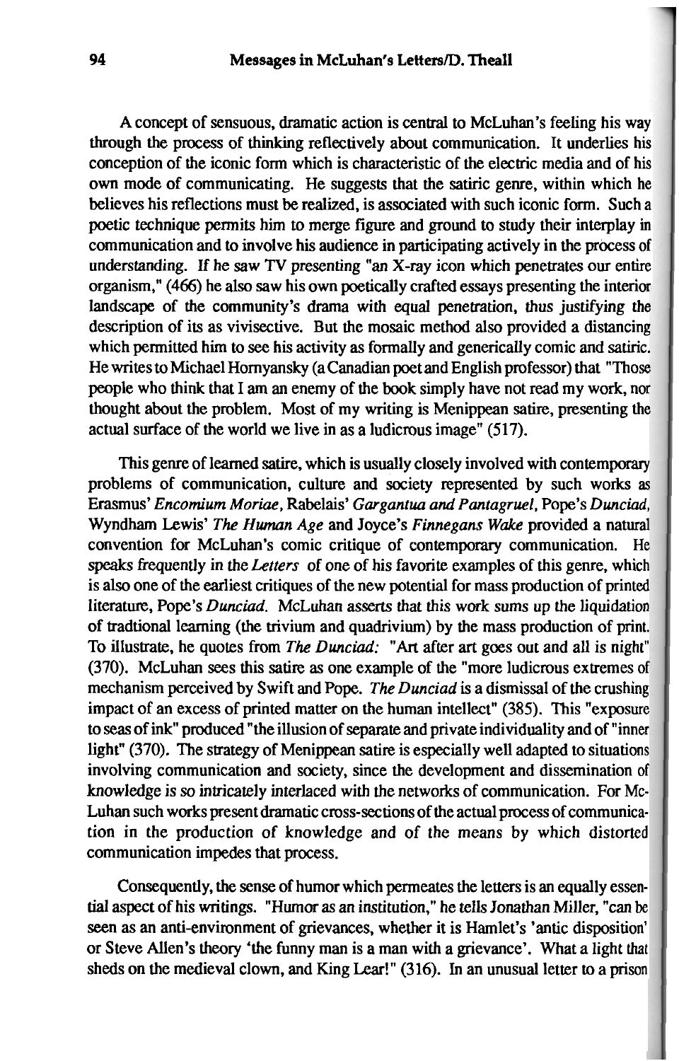A concept of sensuous, dramatic action is central to McLuhan's feeling his way through the process of thinking reflectively about communication. It underlies his conception of the iconic form which is characteristic of the electric media and of his own mode of communicating. He suggests that the satiric genre, within which he believes his reflections must be realized, is associated with such iconic form. Such a poetic technique permits him to merge figure and ground to study their interplay in communication and to involve his audience in participating actively in the process of understanding. If he saw TV presenting "an X-ray icon which penetrates our entire organism," (466) he also saw his own poetically crafted essays presenting the interior landscape of the community's drama with equal penetration, thus justifying the description of its as vivisective. But the mosaic method also provided a distancing which permitted him to see his activity as formally and generically comic and satiric. He writes to Michael Hornyansky (a Canadian poet and English professor) that "Those people who think that I am an enemy of the book simply have not read my work, nor thought about the problem. Most of my writing is Menippean satire, presenting the actual surface of the world we live in as a ludicrous image" (517).

This genre of learned satire, which is usually closely involved with contemporary problems of communication, culture and society represented by such works as Erasmus' *Encomium Moriae*, Rabelais' *Gargantua and Pantagruel*, Pope's *Dunciad*, Wyndham Lewis' *The Human Age* and Joyce's *Finnegans Wake* provided a natural convention for McLuhan's comic critique of contemporary communication. He speaks frequently in the *Letters* of one of his favorite examples of this genre, which is also one of the earliest critiques of the new potential for mass production of printed literature, Pope's *Dunciad*. McLuhan asserts that this work sums up the liquidation of tradtional learning (the trivium and quadrivium) by the mass production of print. To illustrate, he quotes from *The Dunciad:* "Art after art goes out and all is night" (370). McLuhan sees this satire as one example of the "more ludicrous extremes of mechanism perceived by Swift and Pope. *The Dunciad* is a dismissal of the crushing impact of an excess of printed matter on the human intellect" (385). This "exposure to seas of ink" produced "the illusion of separate and private individuality and of "inner light" (370). The strategy of Menippean satire is especially well adapted to situations involving communication and society, since the development and dissemination of knowledge is so intricately interlaced with the networks of communication. For McLuhan such works present dramatic cross-sections of the actual process of communication in the production of knowledge and of the means by which distorted communication impedes that process.

Consequently, the sense of humor which permeates the letters is an equally essential aspect of his writings. "Humor as an institution," he tells Jonathan Miller, "can be seen as an anti-environment of grievances, whether it is Hamlet's 'antic disposition' or Steve Allen's theory 'the funny man is a man with a grievance'. What a light that sheds on the medieval clown, and King Lear!" (316). In an unusual letter to a prison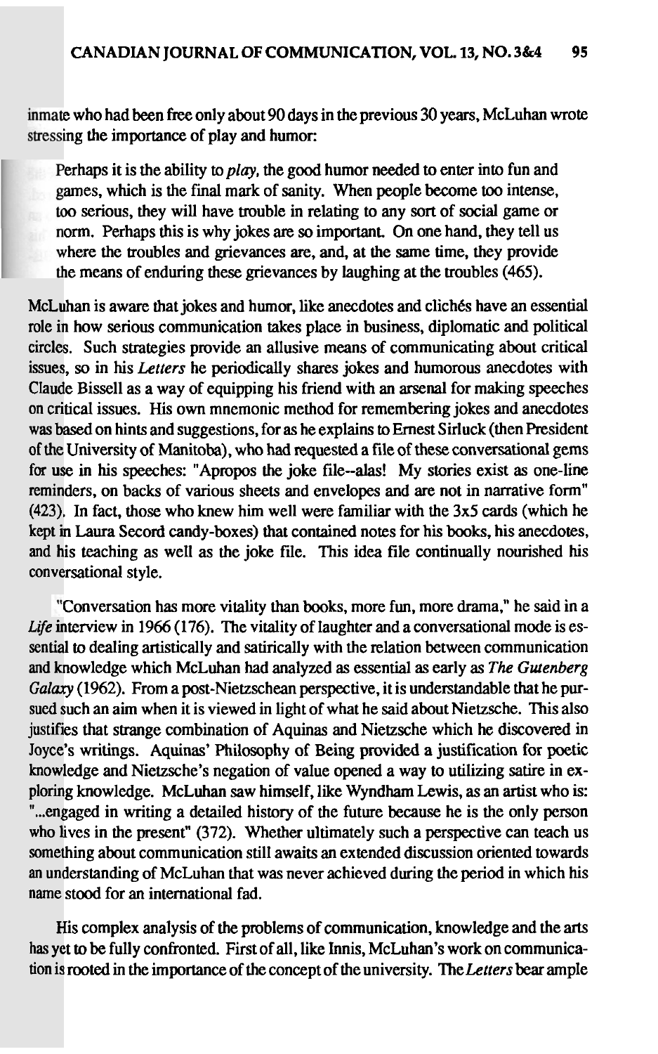inmate who had been free only about 90 days in the previous 30 years, McLuhan wrote stressing the importance of play and humor:

> Perhaps it is the ability to *play*, the good humor needed to enter into fun and games, which is the final mark of sanity. When people become too intense, too serious, they will have trouble in relating to any sort of social game or norm. Perhaps this is why jokes are so important. On one hand, they tell us where the troubles and grievances are, and, at the same time, they provide the means of enduring these grievances by laughing at the troubles (465).

McLuhan is aware that jokes and humor, like anecdotes and clichés have an essential role in how serious communication takes place in business, diplomatic and political circles. Such strategies provide an allusive means of communicating about critical issues, so in his *Letters* he periodically shares jokes and humorous anecdotes with Claude Bissell as a way of equipping his friend with an arsenal for making speeches on critical issues. His own mnemonic method for remembering jokes and anecdotes was based on hints and suggestions, for as he explains to Ernest Sirluck (then President of the University of Manitoba), who had requested a file of these conversational gems for use in his speeches: "Apropos the joke file--alas! My stories exist as one-line reminders, on backs of various sheets and envelopes and are not in narrative form" (423). In fact, those who knew him well were familiar with the 3x5 cards (which he kept in Laura Secord candy-boxes) that contained notes for his books, his anecdotes, and his teaching as well as the joke file. This idea file continually nourished his conversational style.

"Conversation has more vitality than books, more fun, more drama," he said in a *Life* interview in 1966 (176). The vitality of laughter and a conversational mode is essential to dealing artistically and satirically with the relation between communication and knowledge which McLuhan had analyzed as essential as early as *The Gutenberg Galaxy* (1962). From a post-Nietzschean perspective, it is understandable that he pursued such an aim when it is viewed in light of what he said about Nietzsche. This also justifies that strange combination of Aquinas and Nietzsche which he discovered in Joyce's writings. Aquinas' Philosophy of Being provided a justification for poetic knowledge and Nietzsche's negation of value opened a way to utilizing satire in exploring knowledge. McLuhan saw himself, like Wyndham Lewis, as an artist who is: "...engaged in writing a detailed history of the future because he is the only person who lives in the present" (372). Whether ultimately such a perspective can teach us something about communication still awaits an extended discussion oriented towards an understanding of McLuhan that was never achieved during the period in which his name stood for an international fad.

His complex analysis of the problems of communication, knowledge and the arts has yet to be fully confronted. First of all, like Innis, McLuhan's work on communication is rooted in the importance of the concept of the university. The *Letters* bear ample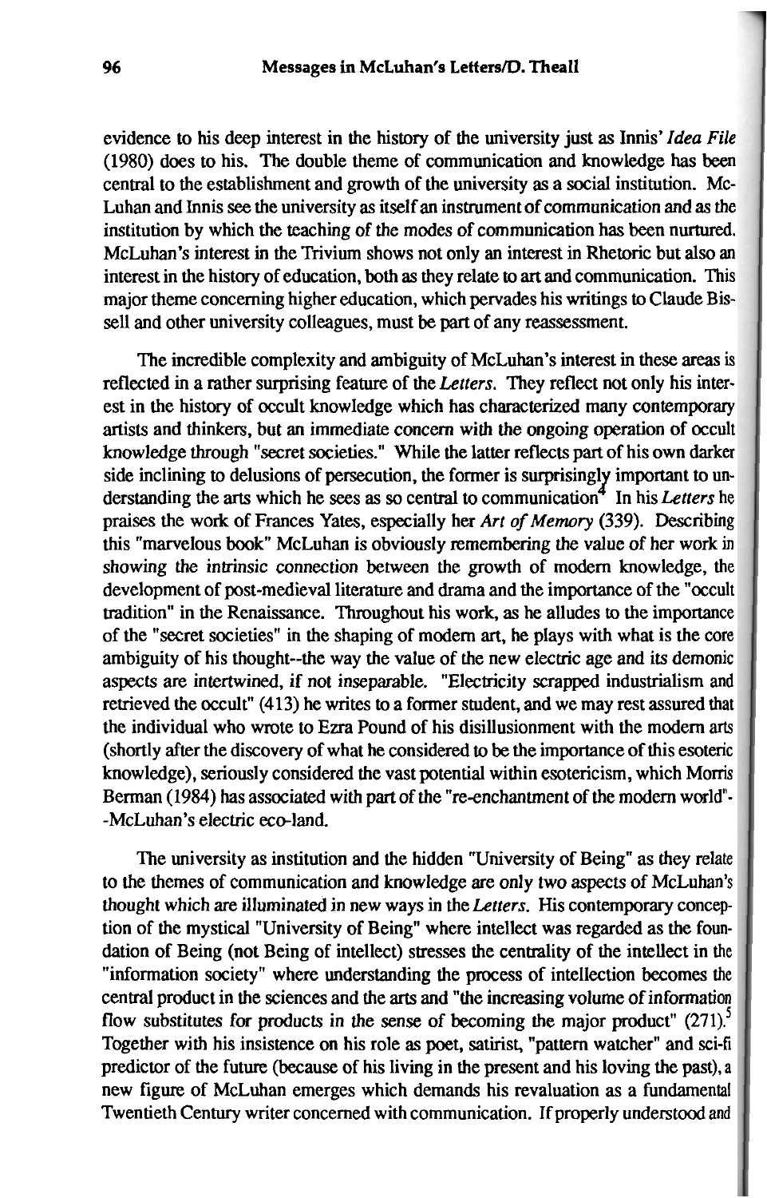evidence to his deep interest in the history of the university just as Innis' *Idea File* (1980) does to his. The double theme of communication and knowledge has been central to the establishment and growth of the university as a social institution. McLuhan and Innis see the university as itself an instrument of communication and as the institution by which the teaching of the modes of communication has been nurtured. McLuhan's interest in the Trivium shows not only an interest in Rhetoric but also an interest in the history of education, both as they relate to art and communication. This major theme concerning higher education, which pervades his writings to Claude Bissell and other university colleagues, must be part of any reassessment.

The incredible complexity and ambiguity of McLuhan's interest in these areas is reflected in a rather surprising feature of the *Letters*. They reflect not only his interest in the history of occult knowledge which has characterized many contemporary artists and thinkers, but an immediate concern with the ongoing operation of occult knowledge through "secret societies." While the latter reflects part of his own darker side inclining to delusions of persecution, the former is surprisingly important to understanding the arts which he sees as so central to communication[4] In his *Letters* he praises the work of Frances Yates, especially her *Art of Memory* (339). Describing this "marvelous book" McLuhan is obviously remembering the value of her work in showing the intrinsic connection between the growth of modern knowledge, the development of post-medieval literature and drama and the importance of the "occult tradition" in the Renaissance. Throughout his work, as he alludes to the importance of the "secret societies" in the shaping of modern art, he plays with what is the core ambiguity of his thought--the way the value of the new electric age and its demonic aspects are intertwined, if not inseparable. "Electricity scrapped industrialism and retrieved the occult" (413) he writes to a former student, and we may rest assured that the individual who wrote to Ezra Pound of his disillusionment with the modern arts (shortly after the discovery of what he considered to be the importance of this esoteric knowledge), seriously considered the vast potential within esotericism, which Morris Berman (1984) has associated with part of the "re-enchantment of the modern world"--McLuhan's electric eco-land.

The university as institution and the hidden "University of Being" as they relate to the themes of communication and knowledge are only two aspects of McLuhan's thought which are illuminated in new ways in the *Letters*. His contemporary conception of the mystical "University of Being" where intellect was regarded as the foundation of Being (not Being of intellect) stresses the centrality of the intellect in the "information society" where understanding the process of intellection becomes the central product in the sciences and the arts and "the increasing volume of information flow substitutes for products in the sense of becoming the major product" (271).[5] Together with his insistence on his role as poet, satirist, "pattern watcher" and sci-fi predictor of the future (because of his living in the present and his loving the past), a new figure of McLuhan emerges which demands his revaluation as a fundamental Twentieth Century writer concerned with communication. If properly understood and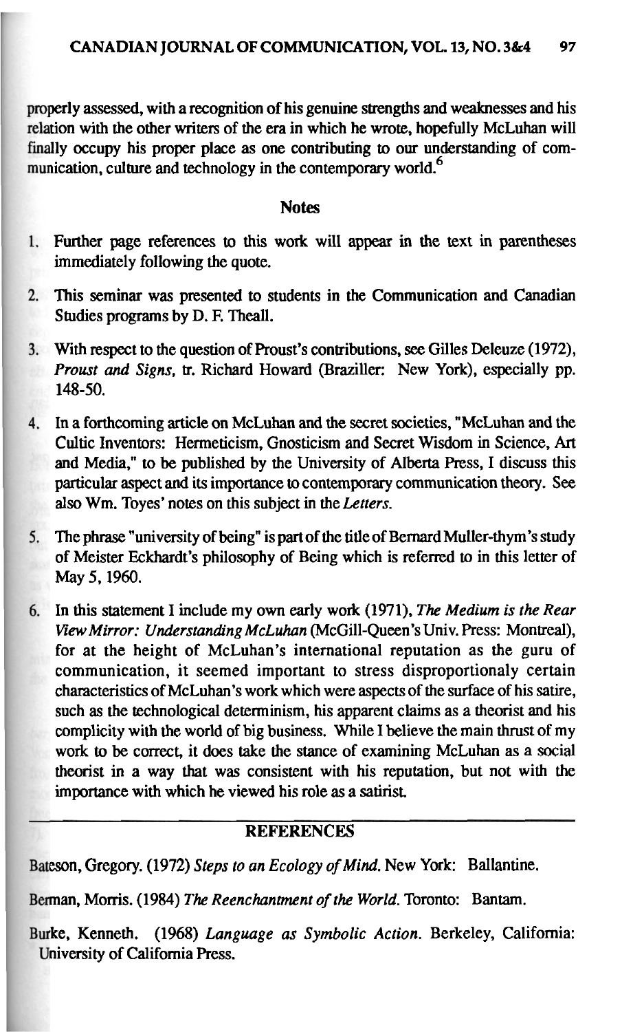properly assessed, with a recognition of his genuine strengths and weaknesses and his relation with the other writers of the era in which he wrote, hopefully McLuhan will finally occupy his proper place as one contributing to our understanding of communication, culture and technology in the contemporary world.[6]

## Notes

1. Further page references to this work will appear in the text in parentheses immediately following the quote.
2. This seminar was presented to students in the Communication and Canadian Studies programs by D. F. Theall.
3. With respect to the question of Proust's contributions, see Gilles Deleuze (1972), *Proust and Signs*, tr. Richard Howard (Braziller: New York), especially pp. 148-50.
4. In a forthcoming article on McLuhan and the secret societies, "McLuhan and the Cultic Inventors: Hermeticism, Gnosticism and Secret Wisdom in Science, Art and Media," to be published by the University of Alberta Press, I discuss this particular aspect and its importance to contemporary communication theory. See also Wm. Toyes' notes on this subject in the *Letters*.
5. The phrase "university of being" is part of the title of Bernard Muller-thym's study of Meister Eckhardt's philosophy of Being which is referred to in this letter of May 5, 1960.
6. In this statement I include my own early work (1971), *The Medium is the Rear View Mirror: Understanding McLuhan* (McGill-Queen's Univ. Press: Montreal), for at the height of McLuhan's international reputation as the guru of communication, it seemed important to stress disproportionaly certain characteristics of McLuhan's work which were aspects of the surface of his satire, such as the technological determinism, his apparent claims as a theorist and his complicity with the world of big business. While I believe the main thrust of my work to be correct, it does take the stance of examining McLuhan as a social theorist in a way that was consistent with his reputation, but not with the importance with which he viewed his role as a satirist.

## REFERENCES

Bateson, Gregory. (1972) *Steps to an Ecology of Mind*. New York: Ballantine.

Berman, Morris. (1984) *The Reenchantment of the World*. Toronto: Bantam.

Burke, Kenneth. (1968) *Language as Symbolic Action*. Berkeley, California: University of California Press.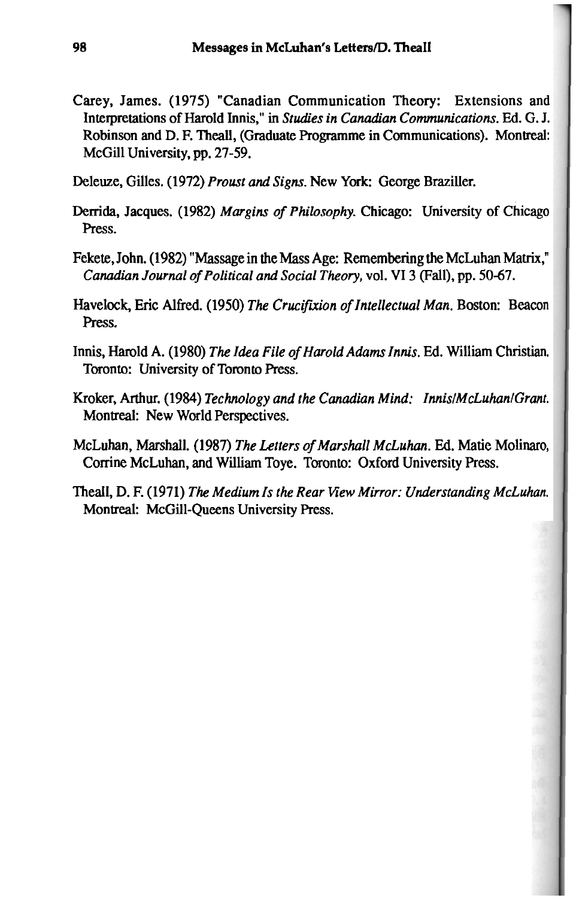Carey, James. (1975) "Canadian Communication Theory: Extensions and Interpretations of Harold Innis," in *Studies in Canadian Communications*. Ed. G. J. Robinson and D. F. Theall, (Graduate Programme in Communications). Montreal: McGill University, pp. 27-59.

Deleuze, Gilles. (1972) *Proust and Signs*. New York: George Braziller.

Derrida, Jacques. (1982) *Margins of Philosophy*. Chicago: University of Chicago Press.

Fekete, John. (1982) "Massage in the Mass Age: Remembering the McLuhan Matrix," *Canadian Journal of Political and Social Theory*, vol. VI 3 (Fall), pp. 50-67.

Havelock, Eric Alfred. (1950) *The Crucifixion of Intellectual Man*. Boston: Beacon Press.

Innis, Harold A. (1980) *The Idea File of Harold Adams Innis*. Ed. William Christian. Toronto: University of Toronto Press.

Kroker, Arthur. (1984) *Technology and the Canadian Mind: Innis/McLuhan/Grant*. Montreal: New World Perspectives.

McLuhan, Marshall. (1987) *The Letters of Marshall McLuhan*. Ed. Matie Molinaro, Corrine McLuhan, and William Toye. Toronto: Oxford University Press.

Theall, D. F. (1971) *The Medium Is the Rear View Mirror: Understanding McLuhan*. Montreal: McGill-Queens University Press.